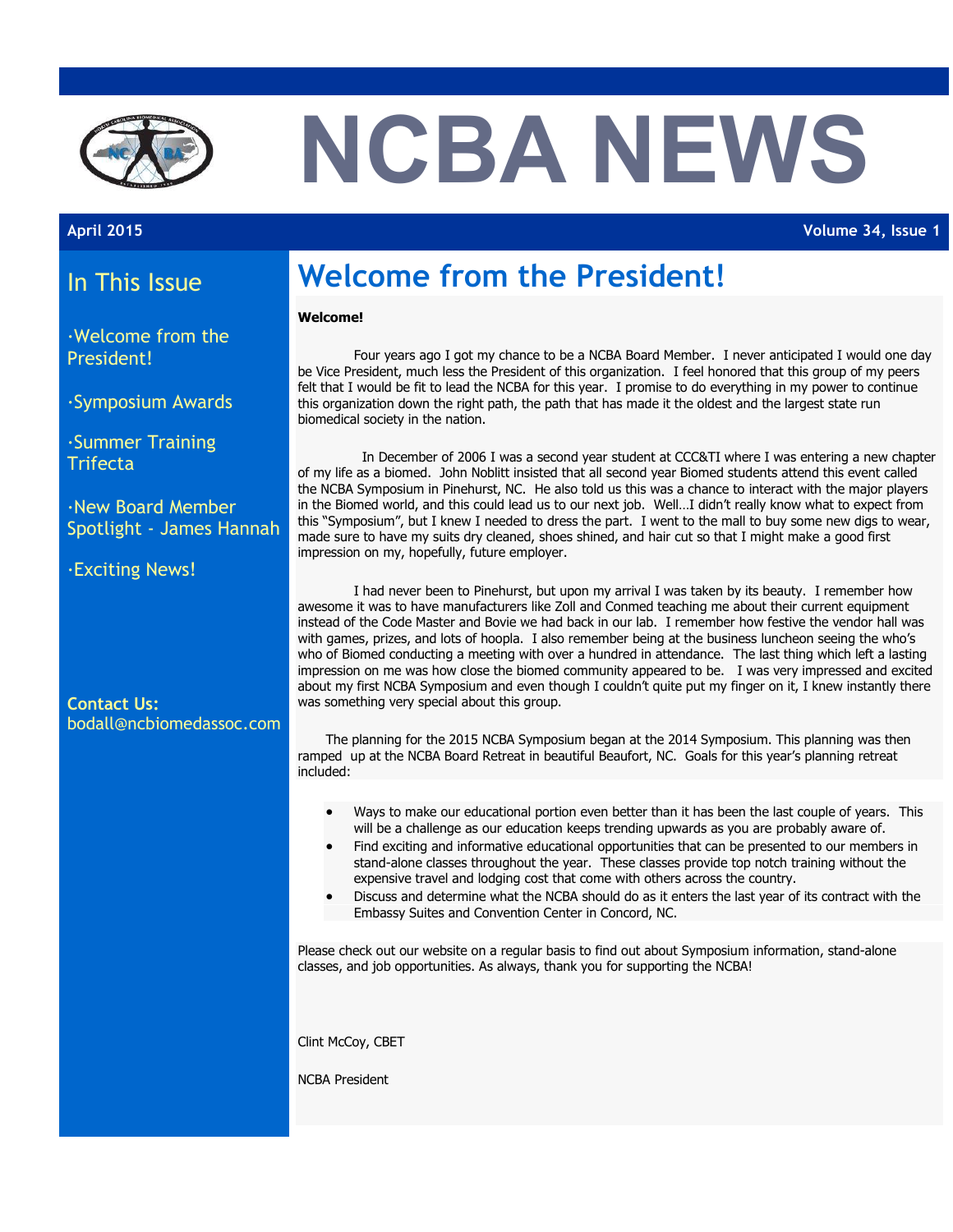# NCBA NEWS

**April 2015** **Volume 34, Issue 1**

## In This Issue

- ·Welcome from the President!
- ·Symposium Awards
- ·Summer Training Trifecta
- ·New Board Member Spotlight - James Hannah
- ·Exciting News!

**Contact Us:**
bodall@ncbiomedassoc.com

## Welcome from the President!

**Welcome!**

Four years ago I got my chance to be a NCBA Board Member. I never anticipated I would one day be Vice President, much less the President of this organization. I feel honored that this group of my peers felt that I would be fit to lead the NCBA for this year. I promise to do everything in my power to continue this organization down the right path, the path that has made it the oldest and the largest state run biomedical society in the nation.

In December of 2006 I was a second year student at CCC&TI where I was entering a new chapter of my life as a biomed. John Noblitt insisted that all second year Biomed students attend this event called the NCBA Symposium in Pinehurst, NC. He also told us this was a chance to interact with the major players in the Biomed world, and this could lead us to our next job. Well…I didn't really know what to expect from this "Symposium", but I knew I needed to dress the part. I went to the mall to buy some new digs to wear, made sure to have my suits dry cleaned, shoes shined, and hair cut so that I might make a good first impression on my, hopefully, future employer.

I had never been to Pinehurst, but upon my arrival I was taken by its beauty. I remember how awesome it was to have manufacturers like Zoll and Conmed teaching me about their current equipment instead of the Code Master and Bovie we had back in our lab. I remember how festive the vendor hall was with games, prizes, and lots of hoopla. I also remember being at the business luncheon seeing the who's who of Biomed conducting a meeting with over a hundred in attendance. The last thing which left a lasting impression on me was how close the biomed community appeared to be. I was very impressed and excited about my first NCBA Symposium and even though I couldn't quite put my finger on it, I knew instantly there was something very special about this group.

The planning for the 2015 NCBA Symposium began at the 2014 Symposium. This planning was then ramped up at the NCBA Board Retreat in beautiful Beaufort, NC. Goals for this year's planning retreat included:

- Ways to make our educational portion even better than it has been the last couple of years. This will be a challenge as our education keeps trending upwards as you are probably aware of.
- Find exciting and informative educational opportunities that can be presented to our members in stand-alone classes throughout the year. These classes provide top notch training without the expensive travel and lodging cost that come with others across the country.
- Discuss and determine what the NCBA should do as it enters the last year of its contract with the Embassy Suites and Convention Center in Concord, NC.

Please check out our website on a regular basis to find out about Symposium information, stand-alone classes, and job opportunities. As always, thank you for supporting the NCBA!

Clint McCoy, CBET

NCBA President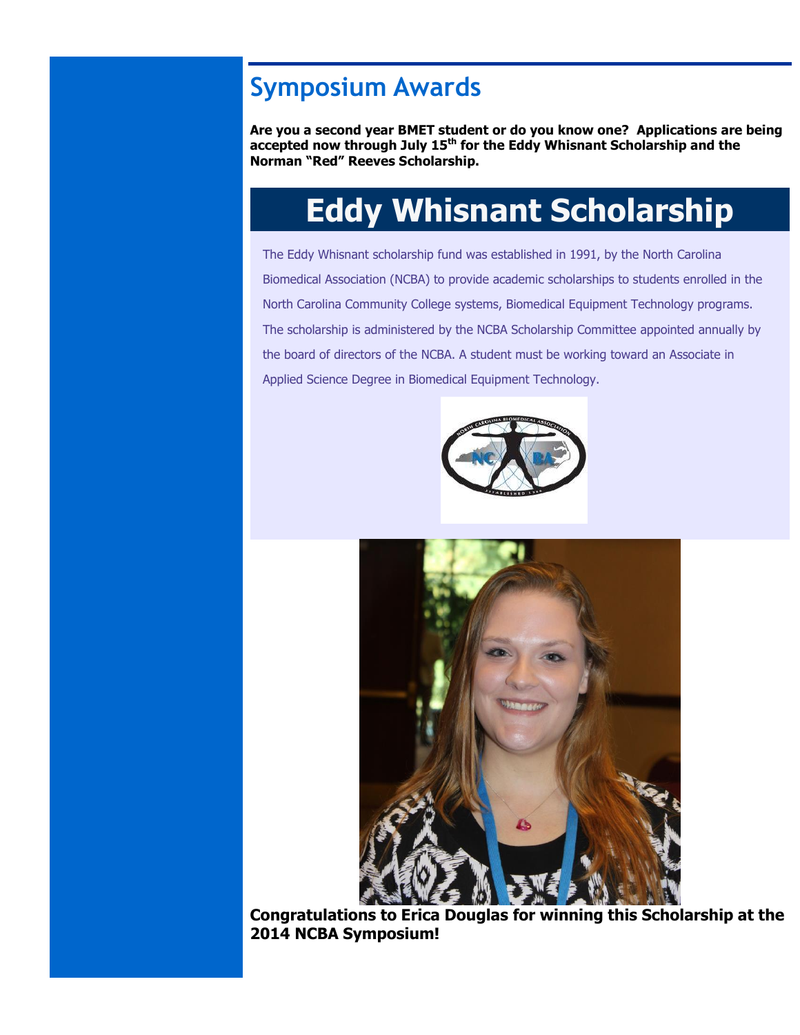## Symposium Awards

**Are you a second year BMET student or do you know one? Applications are being accepted now through July 15th for the Eddy Whisnant Scholarship and the Norman “Red” Reeves Scholarship.**

# Eddy Whisnant Scholarship

The Eddy Whisnant scholarship fund was established in 1991, by the North Carolina Biomedical Association (NCBA) to provide academic scholarships to students enrolled in the North Carolina Community College systems, Biomedical Equipment Technology programs. The scholarship is administered by the NCBA Scholarship Committee appointed annually by the board of directors of the NCBA. A student must be working toward an Associate in Applied Science Degree in Biomedical Equipment Technology.

**Congratulations to Erica Douglas for winning this Scholarship at the 2014 NCBA Symposium!**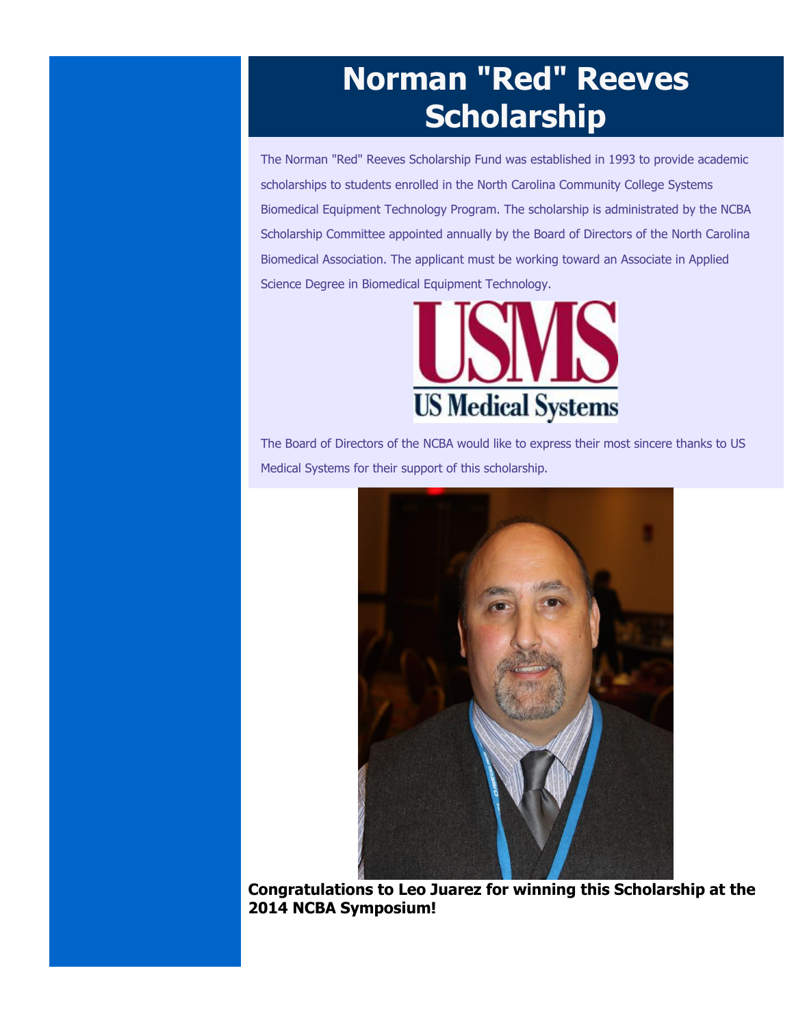# Norman "Red" Reeves Scholarship

The Norman "Red" Reeves Scholarship Fund was established in 1993 to provide academic scholarships to students enrolled in the North Carolina Community College Systems Biomedical Equipment Technology Program. The scholarship is administrated by the NCBA Scholarship Committee appointed annually by the Board of Directors of the North Carolina Biomedical Association. The applicant must be working toward an Associate in Applied Science Degree in Biomedical Equipment Technology.

USMS

US Medical Systems

The Board of Directors of the NCBA would like to express their most sincere thanks to US Medical Systems for their support of this scholarship.

**Congratulations to Leo Juarez for winning this Scholarship at the 2014 NCBA Symposium!**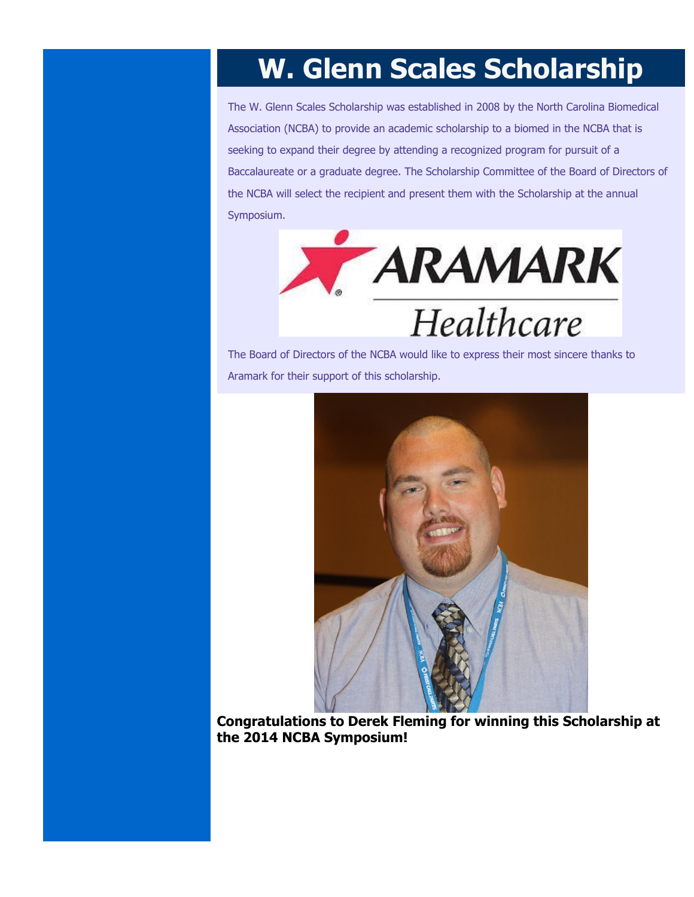# W. Glenn Scales Scholarship

The W. Glenn Scales Scholarship was established in 2008 by the North Carolina Biomedical Association (NCBA) to provide an academic scholarship to a biomed in the NCBA that is seeking to expand their degree by attending a recognized program for pursuit of a Baccalaureate or a graduate degree. The Scholarship Committee of the Board of Directors of the NCBA will select the recipient and present them with the Scholarship at the annual Symposium.

The Board of Directors of the NCBA would like to express their most sincere thanks to Aramark for their support of this scholarship.

**Congratulations to Derek Fleming for winning this Scholarship at the 2014 NCBA Symposium!**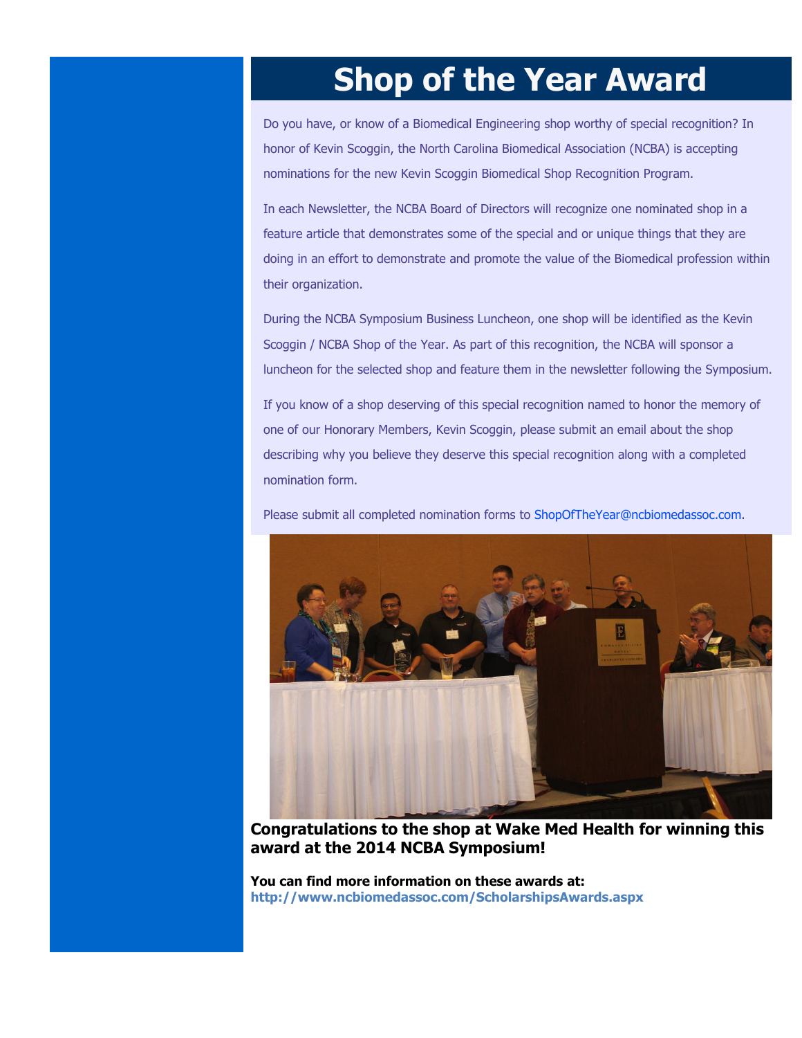# Shop of the Year Award

Do you have, or know of a Biomedical Engineering shop worthy of special recognition? In honor of Kevin Scoggin, the North Carolina Biomedical Association (NCBA) is accepting nominations for the new Kevin Scoggin Biomedical Shop Recognition Program.

In each Newsletter, the NCBA Board of Directors will recognize one nominated shop in a feature article that demonstrates some of the special and or unique things that they are doing in an effort to demonstrate and promote the value of the Biomedical profession within their organization.

During the NCBA Symposium Business Luncheon, one shop will be identified as the Kevin Scoggin / NCBA Shop of the Year. As part of this recognition, the NCBA will sponsor a luncheon for the selected shop and feature them in the newsletter following the Symposium.

If you know of a shop deserving of this special recognition named to honor the memory of one of our Honorary Members, Kevin Scoggin, please submit an email about the shop describing why you believe they deserve this special recognition along with a completed nomination form.

Please submit all completed nomination forms to ShopOfTheYear@ncbiomedassoc.com.

**Congratulations to the shop at Wake Med Health for winning this award at the 2014 NCBA Symposium!**

**You can find more information on these awards at:**
**http://www.ncbiomedassoc.com/ScholarshipsAwards.aspx**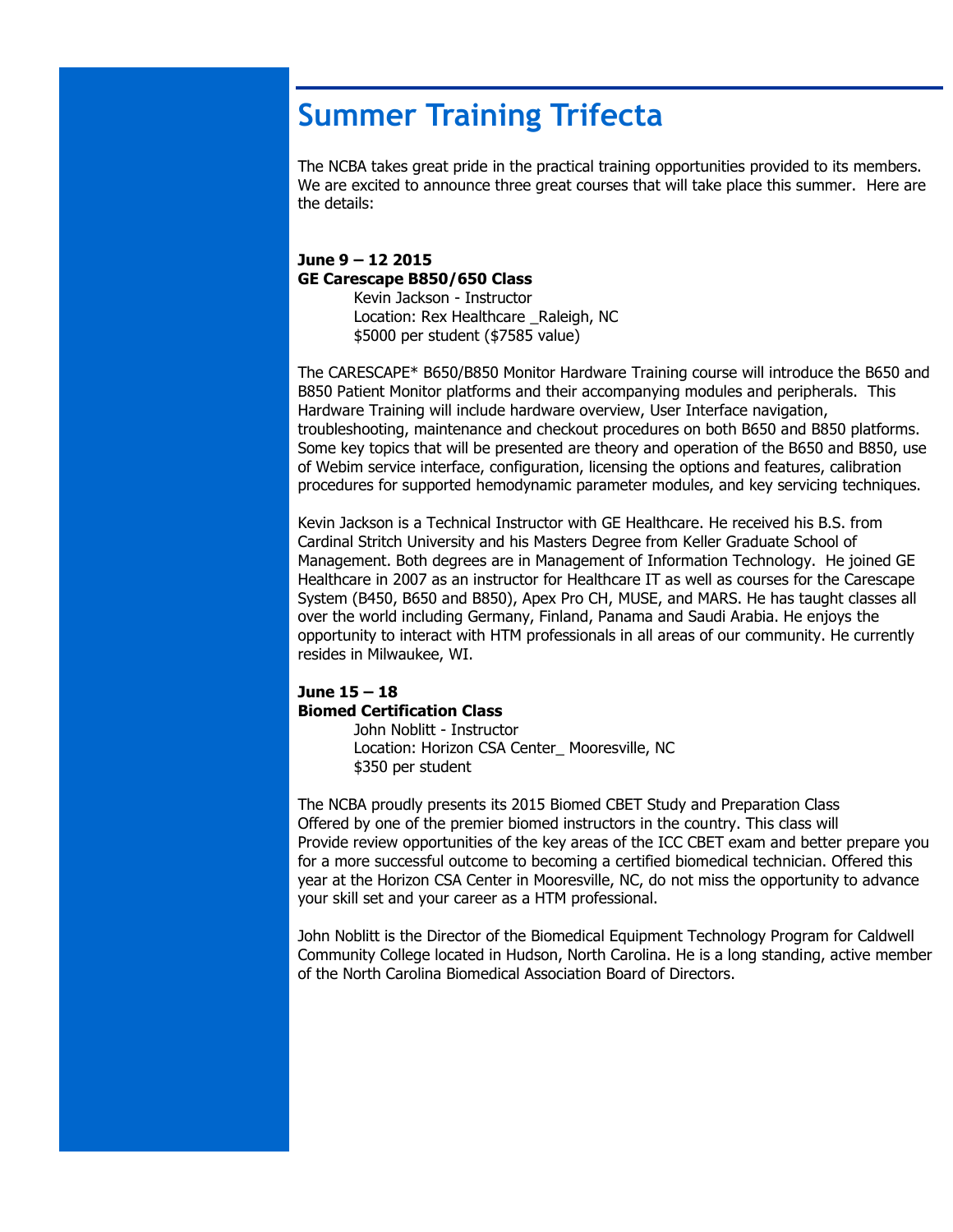# Summer Training Trifecta

The NCBA takes great pride in the practical training opportunities provided to its members. We are excited to announce three great courses that will take place this summer. Here are the details:

**June 9 – 12 2015**
**GE Carescape B850/650 Class**

Kevin Jackson - Instructor
Location: Rex Healthcare _Raleigh, NC
$5000 per student ($7585 value)

The CARESCAPE* B650/B850 Monitor Hardware Training course will introduce the B650 and B850 Patient Monitor platforms and their accompanying modules and peripherals. This Hardware Training will include hardware overview, User Interface navigation, troubleshooting, maintenance and checkout procedures on both B650 and B850 platforms. Some key topics that will be presented are theory and operation of the B650 and B850, use of Webim service interface, configuration, licensing the options and features, calibration procedures for supported hemodynamic parameter modules, and key servicing techniques.

Kevin Jackson is a Technical Instructor with GE Healthcare. He received his B.S. from Cardinal Stritch University and his Masters Degree from Keller Graduate School of Management. Both degrees are in Management of Information Technology. He joined GE Healthcare in 2007 as an instructor for Healthcare IT as well as courses for the Carescape System (B450, B650 and B850), Apex Pro CH, MUSE, and MARS. He has taught classes all over the world including Germany, Finland, Panama and Saudi Arabia. He enjoys the opportunity to interact with HTM professionals in all areas of our community. He currently resides in Milwaukee, WI.

**June 15 – 18**
**Biomed Certification Class**

John Noblitt - Instructor
Location: Horizon CSA Center_ Mooresville, NC
$350 per student

The NCBA proudly presents its 2015 Biomed CBET Study and Preparation Class Offered by one of the premier biomed instructors in the country. This class will Provide review opportunities of the key areas of the ICC CBET exam and better prepare you for a more successful outcome to becoming a certified biomedical technician. Offered this year at the Horizon CSA Center in Mooresville, NC, do not miss the opportunity to advance your skill set and your career as a HTM professional.

John Noblitt is the Director of the Biomedical Equipment Technology Program for Caldwell Community College located in Hudson, North Carolina. He is a long standing, active member of the North Carolina Biomedical Association Board of Directors.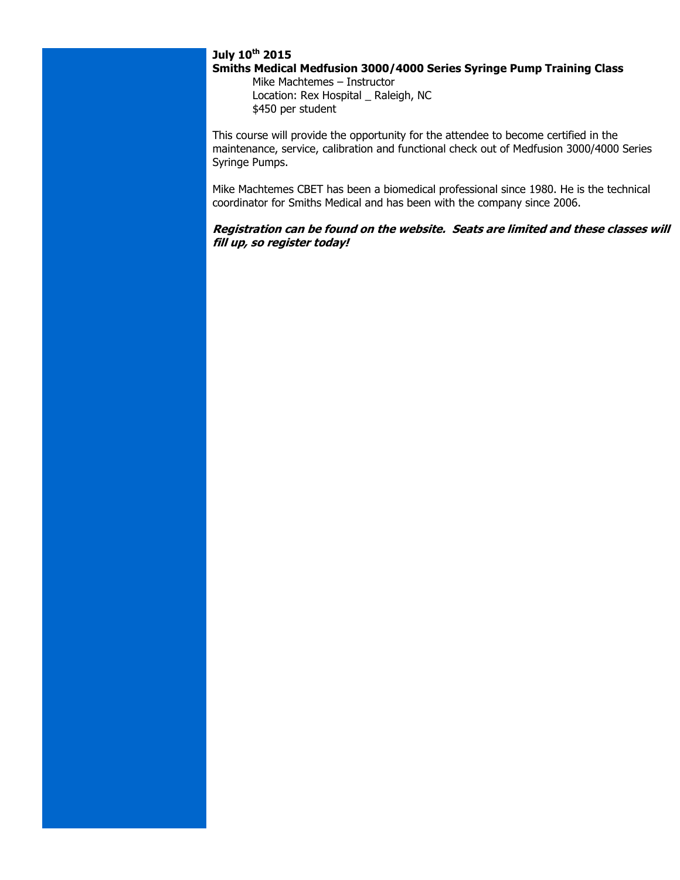**July 10th 2015**

**Smiths Medical Medfusion 3000/4000 Series Syringe Pump Training Class**

Mike Machtemes – Instructor
Location: Rex Hospital _ Raleigh, NC
$450 per student

This course will provide the opportunity for the attendee to become certified in the maintenance, service, calibration and functional check out of Medfusion 3000/4000 Series Syringe Pumps.

Mike Machtemes CBET has been a biomedical professional since 1980. He is the technical coordinator for Smiths Medical and has been with the company since 2006.

***Registration can be found on the website. Seats are limited and these classes will fill up, so register today!***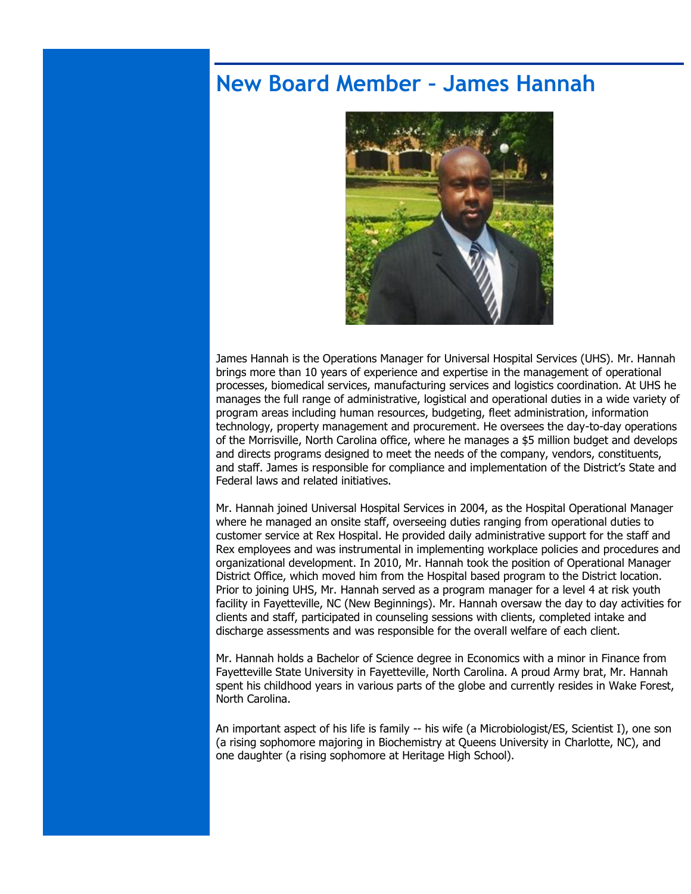# New Board Member – James Hannah

James Hannah is the Operations Manager for Universal Hospital Services (UHS). Mr. Hannah brings more than 10 years of experience and expertise in the management of operational processes, biomedical services, manufacturing services and logistics coordination. At UHS he manages the full range of administrative, logistical and operational duties in a wide variety of program areas including human resources, budgeting, fleet administration, information technology, property management and procurement. He oversees the day-to-day operations of the Morrisville, North Carolina office, where he manages a $5 million budget and develops and directs programs designed to meet the needs of the company, vendors, constituents, and staff. James is responsible for compliance and implementation of the District's State and Federal laws and related initiatives.

Mr. Hannah joined Universal Hospital Services in 2004, as the Hospital Operational Manager where he managed an onsite staff, overseeing duties ranging from operational duties to customer service at Rex Hospital. He provided daily administrative support for the staff and Rex employees and was instrumental in implementing workplace policies and procedures and organizational development. In 2010, Mr. Hannah took the position of Operational Manager District Office, which moved him from the Hospital based program to the District location. Prior to joining UHS, Mr. Hannah served as a program manager for a level 4 at risk youth facility in Fayetteville, NC (New Beginnings). Mr. Hannah oversaw the day to day activities for clients and staff, participated in counseling sessions with clients, completed intake and discharge assessments and was responsible for the overall welfare of each client.

Mr. Hannah holds a Bachelor of Science degree in Economics with a minor in Finance from Fayetteville State University in Fayetteville, North Carolina. A proud Army brat, Mr. Hannah spent his childhood years in various parts of the globe and currently resides in Wake Forest, North Carolina.

An important aspect of his life is family -- his wife (a Microbiologist/ES, Scientist I), one son (a rising sophomore majoring in Biochemistry at Queens University in Charlotte, NC), and one daughter (a rising sophomore at Heritage High School).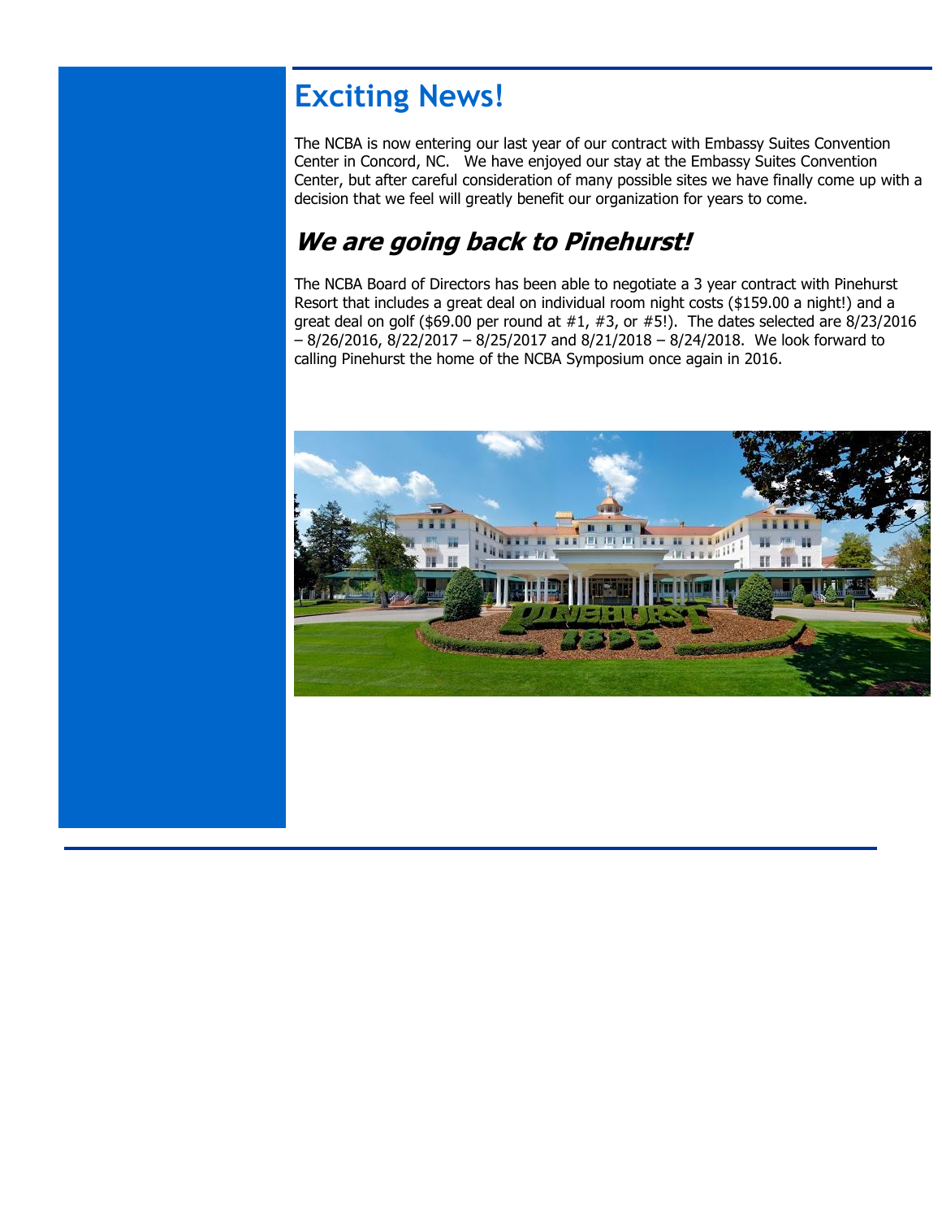# Exciting News!

The NCBA is now entering our last year of our contract with Embassy Suites Convention Center in Concord, NC. We have enjoyed our stay at the Embassy Suites Convention Center, but after careful consideration of many possible sites we have finally come up with a decision that we feel will greatly benefit our organization for years to come.

## *We are going back to Pinehurst!*

The NCBA Board of Directors has been able to negotiate a 3 year contract with Pinehurst Resort that includes a great deal on individual room night costs ($159.00 a night!) and a great deal on golf ($69.00 per round at #1, #3, or #5!). The dates selected are 8/23/2016 – 8/26/2016, 8/22/2017 – 8/25/2017 and 8/21/2018 – 8/24/2018. We look forward to calling Pinehurst the home of the NCBA Symposium once again in 2016.